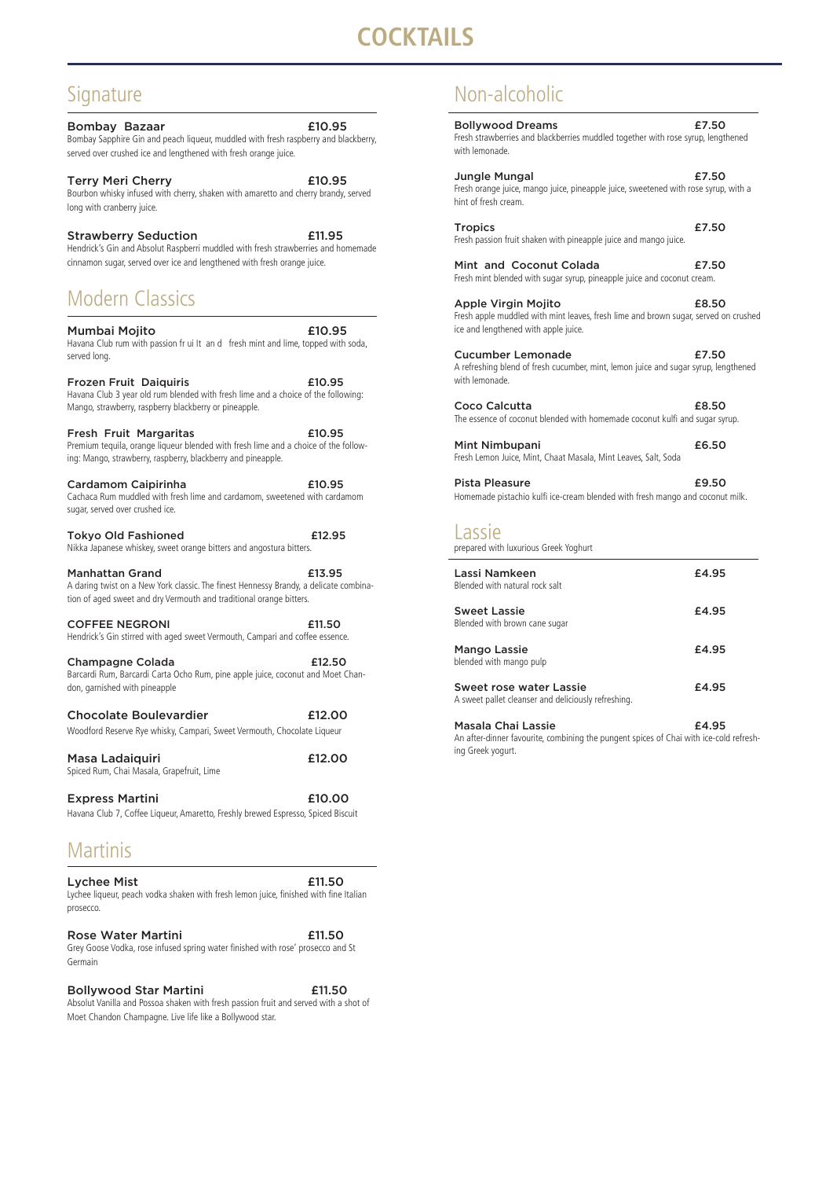# COCKTAILS

## Signature

**Bombay Bazaar** £10.95
Bombay Sapphire Gin and peach liqueur, muddled with fresh raspberry and blackberry, served over crushed ice and lengthened with fresh orange juice.

**Terry Meri Cherry** £10.95
Bourbon whisky infused with cherry, shaken with amaretto and cherry brandy, served long with cranberry juice.

**Strawberry Seduction** £11.95
Hendrick's Gin and Absolut Raspberri muddled with fresh strawberries and homemade cinnamon sugar, served over ice and lengthened with fresh orange juice.

## Modern Classics

**Mumbai Mojito** £10.95
Havana Club rum with passion fr ui lt an d fresh mint and lime, topped with soda, served long.

**Frozen Fruit Daiquiris** £10.95
Havana Club 3 year old rum blended with fresh lime and a choice of the following: Mango, strawberry, raspberry blackberry or pineapple.

**Fresh Fruit Margaritas** £10.95
Premium tequila, orange liqueur blended with fresh lime and a choice of the following: Mango, strawberry, raspberry, blackberry and pineapple.

**Cardamom Caipirinha** £10.95
Cachaca Rum muddled with fresh lime and cardamom, sweetened with cardamom sugar, served over crushed ice.

**Tokyo Old Fashioned** £12.95
Nikka Japanese whiskey, sweet orange bitters and angostura bitters.

**Manhattan Grand** £13.95
A daring twist on a New York classic. The finest Hennessy Brandy, a delicate combination of aged sweet and dry Vermouth and traditional orange bitters.

**COFFEE NEGRONI** £11.50
Hendrick's Gin stirred with aged sweet Vermouth, Campari and coffee essence.

**Champagne Colada** £12.50
Barcardi Rum, Barcardi Carta Ocho Rum, pine apple juice, coconut and Moet Chandon, garnished with pineapple

**Chocolate Boulevardier** £12.00
Woodford Reserve Rye whisky, Campari, Sweet Vermouth, Chocolate Liqueur

**Masa Ladaiquiri** £12.00
Spiced Rum, Chai Masala, Grapefruit, Lime

**Express Martini** £10.00
Havana Club 7, Coffee Liqueur, Amaretto, Freshly brewed Espresso, Spiced Biscuit

## Martinis

**Lychee Mist** £11.50
Lychee liqueur, peach vodka shaken with fresh lemon juice, finished with fine Italian prosecco.

**Rose Water Martini** £11.50
Grey Goose Vodka, rose infused spring water finished with rose' prosecco and St Germain

**Bollywood Star Martini** £11.50
Absolut Vanilla and Possoa shaken with fresh passion fruit and served with a shot of Moet Chandon Champagne. Live life like a Bollywood star.

## Non-alcoholic

**Bollywood Dreams** £7.50
Fresh strawberries and blackberries muddled together with rose syrup, lengthened with lemonade.

**Jungle Mungal** £7.50
Fresh orange juice, mango juice, pineapple juice, sweetened with rose syrup, with a hint of fresh cream.

**Tropics** £7.50
Fresh passion fruit shaken with pineapple juice and mango juice.

**Mint and Coconut Colada** £7.50
Fresh mint blended with sugar syrup, pineapple juice and coconut cream.

**Apple Virgin Mojito** £8.50
Fresh apple muddled with mint leaves, fresh lime and brown sugar, served on crushed ice and lengthened with apple juice.

**Cucumber Lemonade** £7.50
A refreshing blend of fresh cucumber, mint, lemon juice and sugar syrup, lengthened with lemonade.

**Coco Calcutta** £8.50
The essence of coconut blended with homemade coconut kulfi and sugar syrup.

**Mint Nimbupani** £6.50
Fresh Lemon Juice, Mint, Chaat Masala, Mint Leaves, Salt, Soda

**Pista Pleasure** £9.50
Homemade pistachio kulfi ice-cream blended with fresh mango and coconut milk.

## Lassie

prepared with luxurious Greek Yoghurt

**Lassi Namkeen** £4.95
Blended with natural rock salt

**Sweet Lassie** £4.95
Blended with brown cane sugar

**Mango Lassie** £4.95
blended with mango pulp

**Sweet rose water Lassie** £4.95
A sweet pallet cleanser and deliciously refreshing.

**Masala Chai Lassie** £4.95
An after-dinner favourite, combining the pungent spices of Chai with ice-cold refreshing Greek yogurt.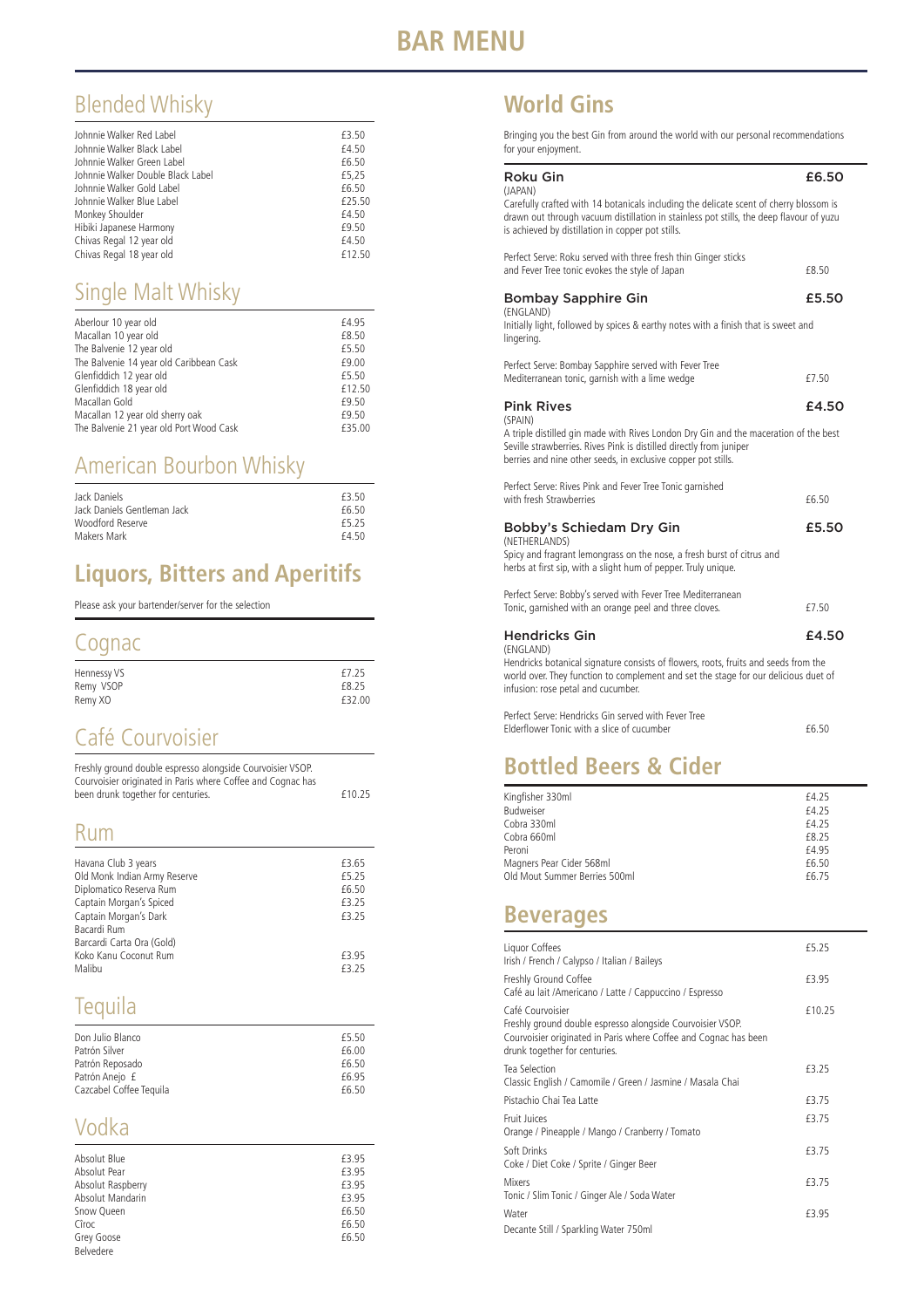# BAR MENU

## Blended Whisky

| | |
|---|---|
| Johnnie Walker Red Label | £3.50 |
| Johnnie Walker Black Label | £4.50 |
| Johnnie Walker Green Label | £6.50 |
| Johnnie Walker Double Black Label | £5,25 |
| Johnnie Walker Gold Label | £6.50 |
| Johnnie Walker Blue Label | £25.50 |
| Monkey Shoulder | £4.50 |
| Hibiki Japanese Harmony | £9.50 |
| Chivas Regal 12 year old | £4.50 |
| Chivas Regal 18 year old | £12.50 |

## Single Malt Whisky

| | |
|---|---|
| Aberlour 10 year old | £4.95 |
| Macallan 10 year old | £8.50 |
| The Balvenie 12 year old | £5.50 |
| The Balvenie 14 year old Caribbean Cask | £9.00 |
| Glenfiddich 12 year old | £5.50 |
| Glenfiddich 18 year old | £12.50 |
| Macallan Gold | £9.50 |
| Macallan 12 year old sherry oak | £9.50 |
| The Balvenie 21 year old Port Wood Cask | £35.00 |

## American Bourbon Whisky

| | |
|---|---|
| Jack Daniels | £3.50 |
| Jack Daniels Gentleman Jack | £6.50 |
| Woodford Reserve | £5.25 |
| Makers Mark | £4.50 |

## Liquors, Bitters and Aperitifs

Please ask your bartender/server for the selection

## Cognac

| | |
|---|---|
| Hennessy VS | £7.25 |
| Remy VSOP | £8.25 |
| Remy XO | £32.00 |

## Café Courvoisier

Freshly ground double espresso alongside Courvoisier VSOP. Courvoisier originated in Paris where Coffee and Cognac has been drunk together for centuries. £10.25

## Rum

| | |
|---|---|
| Havana Club 3 years | £3.65 |
| Old Monk Indian Army Reserve | £5.25 |
| Diplomatico Reserva Rum | £6.50 |
| Captain Morgan's Spiced | £3.25 |
| Captain Morgan's Dark | £3.25 |
| Bacardi Rum | |
| Barcardi Carta Ora (Gold) | |
| Koko Kanu Coconut Rum | £3.95 |
| Malibu | £3.25 |

## Tequila

| | |
|---|---|
| Don Julio Blanco | £5.50 |
| Patrón Silver | £6.00 |
| Patrón Reposado | £6.50 |
| Patrón Anejo £ | £6.95 |
| Cazcabel Coffee Tequila | £6.50 |

## Vodka

| | |
|---|---|
| Absolut Blue | £3.95 |
| Absolut Pear | £3.95 |
| Absolut Raspberry | £3.95 |
| Absolut Mandarin | £3.95 |
| Snow Queen | £6.50 |
| Cîroc | £6.50 |
| Grey Goose | £6.50 |
| Belvedere | |

## World Gins

Bringing you the best Gin from around the world with our personal recommendations for your enjoyment.

### Roku Gin — £6.50
(JAPAN)

Carefully crafted with 14 botanicals including the delicate scent of cherry blossom is drawn out through vacuum distillation in stainless pot stills, the deep flavour of yuzu is achieved by distillation in copper pot stills.

Perfect Serve: Roku served with three fresh thin Ginger sticks and Fever Tree tonic evokes the style of Japan — £8.50

### Bombay Sapphire Gin — £5.50
(ENGLAND)

Initially light, followed by spices & earthy notes with a finish that is sweet and lingering.

Perfect Serve: Bombay Sapphire served with Fever Tree Mediterranean tonic, garnish with a lime wedge — £7.50

### Pink Rives — £4.50
(SPAIN)

A triple distilled gin made with Rives London Dry Gin and the maceration of the best Seville strawberries. Rives Pink is distilled directly from juniper berries and nine other seeds, in exclusive copper pot stills.

Perfect Serve: Rives Pink and Fever Tree Tonic garnished with fresh Strawberries — £6.50

### Bobby's Schiedam Dry Gin — £5.50
(NETHERLANDS)

Spicy and fragrant lemongrass on the nose, a fresh burst of citrus and herbs at first sip, with a slight hum of pepper. Truly unique.

Perfect Serve: Bobby's served with Fever Tree Mediterranean Tonic, garnished with an orange peel and three cloves. — £7.50

### Hendricks Gin — £4.50
(ENGLAND)

Hendricks botanical signature consists of flowers, roots, fruits and seeds from the world over. They function to complement and set the stage for our delicious duet of infusion: rose petal and cucumber.

Perfect Serve: Hendricks Gin served with Fever Tree Elderflower Tonic with a slice of cucumber — £6.50

## Bottled Beers & Cider

| | |
|---|---|
| Kingfisher 330ml | £4.25 |
| Budweiser | £4.25 |
| Cobra 330ml | £4.25 |
| Cobra 660ml | £8.25 |
| Peroni | £4.95 |
| Magners Pear Cider 568ml | £6.50 |
| Old Mout Summer Berries 500ml | £6.75 |

## Beverages

| | |
|---|---|
| Liquor Coffees<br>Irish / French / Calypso / Italian / Baileys | £5.25 |
| Freshly Ground Coffee<br>Café au lait /Americano / Latte / Cappuccino / Espresso | £3.95 |
| Café Courvoisier<br>Freshly ground double espresso alongside Courvoisier VSOP. Courvoisier originated in Paris where Coffee and Cognac has been drunk together for centuries. | £10.25 |
| Tea Selection<br>Classic English / Camomile / Green / Jasmine / Masala Chai | £3.25 |
| Pistachio Chai Tea Latte | £3.75 |
| Fruit Juices<br>Orange / Pineapple / Mango / Cranberry / Tomato | £3.75 |
| Soft Drinks<br>Coke / Diet Coke / Sprite / Ginger Beer | £3.75 |
| Mixers<br>Tonic / Slim Tonic / Ginger Ale / Soda Water | £3.75 |
| Water<br>Decante Still / Sparkling Water 750ml | £3.95 |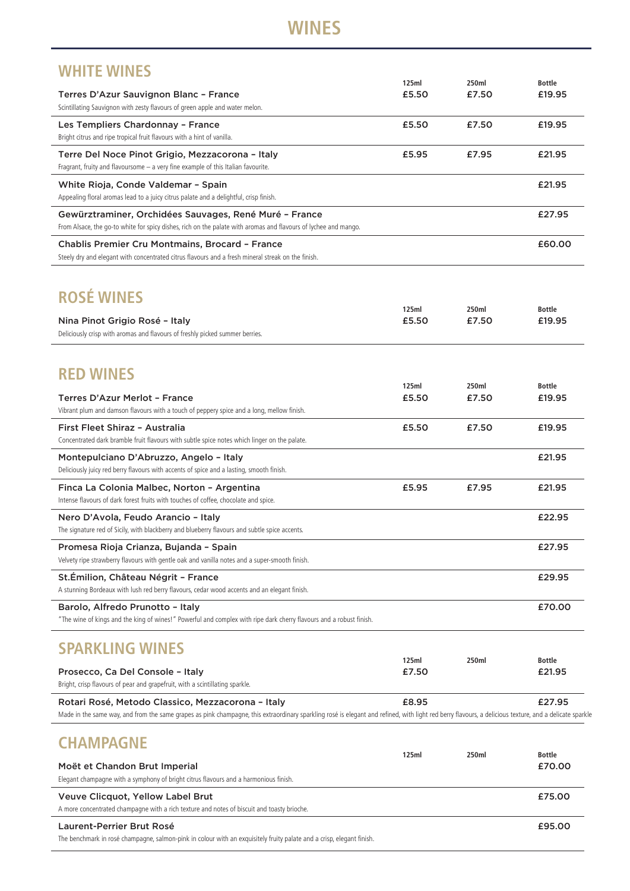# WINES

## WHITE WINES

| | 125ml | 250ml | Bottle |
|---|---|---|---|
| **Terres D'Azur Sauvignon Blanc – France**<br>Scintillating Sauvignon with zesty flavours of green apple and water melon. | £5.50 | £7.50 | £19.95 |
| **Les Templiers Chardonnay – France**<br>Bright citrus and ripe tropical fruit flavours with a hint of vanilla. | £5.50 | £7.50 | £19.95 |
| **Terre Del Noce Pinot Grigio, Mezzacorona – Italy**<br>Fragrant, fruity and flavoursome – a very fine example of this Italian favourite. | £5.95 | £7.95 | £21.95 |
| **White Rioja, Conde Valdemar – Spain**<br>Appealing floral aromas lead to a juicy citrus palate and a delightful, crisp finish. | | | £21.95 |
| **Gewürztraminer, Orchidées Sauvages, René Muré – France**<br>From Alsace, the go-to white for spicy dishes, rich on the palate with aromas and flavours of lychee and mango. | | | £27.95 |
| **Chablis Premier Cru Montmains, Brocard – France**<br>Steely dry and elegant with concentrated citrus flavours and a fresh mineral streak on the finish. | | | £60.00 |

## ROSÉ WINES

| | 125ml | 250ml | Bottle |
|---|---|---|---|
| **Nina Pinot Grigio Rosé – Italy**<br>Deliciously crisp with aromas and flavours of freshly picked summer berries. | £5.50 | £7.50 | £19.95 |

## RED WINES

| | 125ml | 250ml | Bottle |
|---|---|---|---|
| **Terres D'Azur Merlot – France**<br>Vibrant plum and damson flavours with a touch of peppery spice and a long, mellow finish. | £5.50 | £7.50 | £19.95 |
| **First Fleet Shiraz – Australia**<br>Concentrated dark bramble fruit flavours with subtle spice notes which linger on the palate. | £5.50 | £7.50 | £19.95 |
| **Montepulciano D'Abruzzo, Angelo – Italy**<br>Deliciously juicy red berry flavours with accents of spice and a lasting, smooth finish. | | | £21.95 |
| **Finca La Colonia Malbec, Norton – Argentina**<br>Intense flavours of dark forest fruits with touches of coffee, chocolate and spice. | £5.95 | £7.95 | £21.95 |
| **Nero D'Avola, Feudo Arancio – Italy**<br>The signature red of Sicily, with blackberry and blueberry flavours and subtle spice accents. | | | £22.95 |
| **Promesa Rioja Crianza, Bujanda – Spain**<br>Velvety ripe strawberry flavours with gentle oak and vanilla notes and a super-smooth finish. | | | £27.95 |
| **St.Émilion, Château Négrit – France**<br>A stunning Bordeaux with lush red berry flavours, cedar wood accents and an elegant finish. | | | £29.95 |
| **Barolo, Alfredo Prunotto – Italy**<br>"The wine of kings and the king of wines!" Powerful and complex with ripe dark cherry flavours and a robust finish. | | | £70.00 |

## SPARKLING WINES

| | 125ml | 250ml | Bottle |
|---|---|---|---|
| **Prosecco, Ca Del Console – Italy**<br>Bright, crisp flavours of pear and grapefruit, with a scintillating sparkle. | £7.50 | | £21.95 |
| **Rotari Rosé, Metodo Classico, Mezzacorona – Italy**<br>Made in the same way, and from the same grapes as pink champagne, this extraordinary sparkling rosé is elegant and refined, with light red berry flavours, a delicious texture, and a delicate sparkle | £8.95 | | £27.95 |

## CHAMPAGNE

| | 125ml | 250ml | Bottle |
|---|---|---|---|
| **Moët et Chandon Brut Imperial**<br>Elegant champagne with a symphony of bright citrus flavours and a harmonious finish. | | | £70.00 |
| **Veuve Clicquot, Yellow Label Brut**<br>A more concentrated champagne with a rich texture and notes of biscuit and toasty brioche. | | | £75.00 |
| **Laurent-Perrier Brut Rosé**<br>The benchmark in rosé champagne, salmon-pink in colour with an exquisitely fruity palate and a crisp, elegant finish. | | | £95.00 |